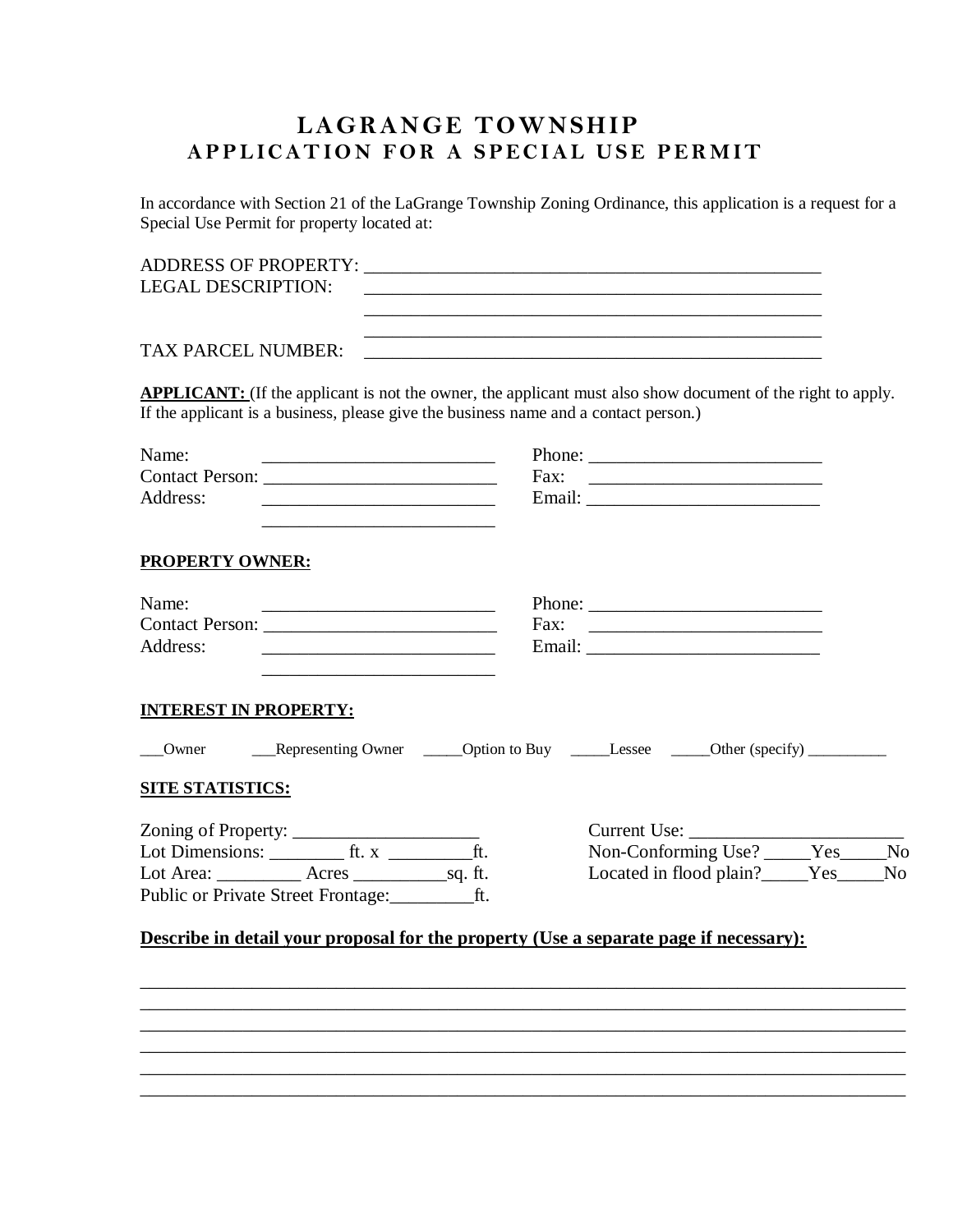# LAGRANGE TOWNSHIP
## APPLICATION FOR A SPECIAL USE PERMIT

In accordance with Section 21 of the LaGrange Township Zoning Ordinance, this application is a request for a Special Use Permit for property located at:

ADDRESS OF PROPERTY: ___________________________________________________

LEGAL DESCRIPTION: ___________________________________________________

___________________________________________________

___________________________________________________

TAX PARCEL NUMBER: ___________________________________________________

**APPLICANT:** (If the applicant is not the owner, the applicant must also show document of the right to apply. If the applicant is a business, please give the business name and a contact person.)

Name: _________________________ Phone: _________________________

Contact Person: _________________________ Fax: _________________________

Address: _________________________ Email: _________________________

_________________________

**PROPERTY OWNER:**

Name: _________________________ Phone: _________________________

Contact Person: _________________________ Fax: _________________________

Address: _________________________ Email: _________________________

_________________________

**INTEREST IN PROPERTY:**

___Owner ___Representing Owner _____Option to Buy _____Lessee _____Other (specify) __________

**SITE STATISTICS:**

Zoning of Property: ____________________

Lot Dimensions: ________ ft. x _________ft.

Lot Area: _________ Acres __________sq. ft.

Public or Private Street Frontage:_________ft.

Current Use: _______________________

Non-Conforming Use? _____Yes_____No

Located in flood plain?_____Yes_____No

**Describe in detail your proposal for the property (Use a separate page if necessary):**

_______________________________________________________________________________

_______________________________________________________________________________

_______________________________________________________________________________

_______________________________________________________________________________

_______________________________________________________________________________

_______________________________________________________________________________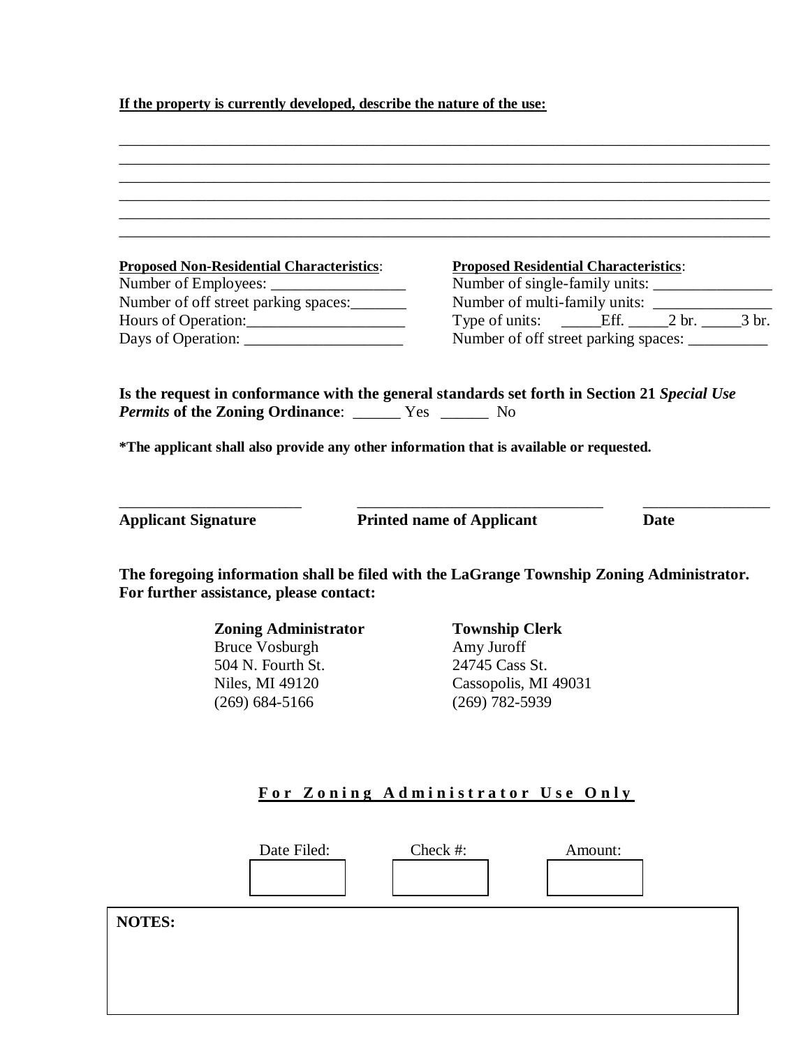**If the property is currently developed, describe the nature of the use:**

\_\_\_\_\_\_\_\_\_\_\_\_\_\_\_\_\_\_\_\_\_\_\_\_\_\_\_\_\_\_\_\_\_\_\_\_\_\_\_\_\_\_\_\_\_\_\_\_\_\_\_\_\_\_\_\_\_\_\_\_\_\_\_\_\_\_\_\_\_\_\_\_\_\_\_\_\_\_
\_\_\_\_\_\_\_\_\_\_\_\_\_\_\_\_\_\_\_\_\_\_\_\_\_\_\_\_\_\_\_\_\_\_\_\_\_\_\_\_\_\_\_\_\_\_\_\_\_\_\_\_\_\_\_\_\_\_\_\_\_\_\_\_\_\_\_\_\_\_\_\_\_\_\_\_\_\_
\_\_\_\_\_\_\_\_\_\_\_\_\_\_\_\_\_\_\_\_\_\_\_\_\_\_\_\_\_\_\_\_\_\_\_\_\_\_\_\_\_\_\_\_\_\_\_\_\_\_\_\_\_\_\_\_\_\_\_\_\_\_\_\_\_\_\_\_\_\_\_\_\_\_\_\_\_\_
\_\_\_\_\_\_\_\_\_\_\_\_\_\_\_\_\_\_\_\_\_\_\_\_\_\_\_\_\_\_\_\_\_\_\_\_\_\_\_\_\_\_\_\_\_\_\_\_\_\_\_\_\_\_\_\_\_\_\_\_\_\_\_\_\_\_\_\_\_\_\_\_\_\_\_\_\_\_
\_\_\_\_\_\_\_\_\_\_\_\_\_\_\_\_\_\_\_\_\_\_\_\_\_\_\_\_\_\_\_\_\_\_\_\_\_\_\_\_\_\_\_\_\_\_\_\_\_\_\_\_\_\_\_\_\_\_\_\_\_\_\_\_\_\_\_\_\_\_\_\_\_\_\_\_\_\_
\_\_\_\_\_\_\_\_\_\_\_\_\_\_\_\_\_\_\_\_\_\_\_\_\_\_\_\_\_\_\_\_\_\_\_\_\_\_\_\_\_\_\_\_\_\_\_\_\_\_\_\_\_\_\_\_\_\_\_\_\_\_\_\_\_\_\_\_\_\_\_\_\_\_\_\_\_\_

**Proposed Non-Residential Characteristics**:
Number of Employees: \_\_\_\_\_\_\_\_\_\_\_\_\_\_\_\_\_
Number of off street parking spaces:\_\_\_\_\_\_\_
Hours of Operation:\_\_\_\_\_\_\_\_\_\_\_\_\_\_\_\_\_\_\_\_
Days of Operation: \_\_\_\_\_\_\_\_\_\_\_\_\_\_\_\_\_\_\_\_

**Proposed Residential Characteristics**:
Number of single-family units: \_\_\_\_\_\_\_\_\_\_\_\_\_\_\_
Number of multi-family units: \_\_\_\_\_\_\_\_\_\_\_\_\_\_\_
Type of units: \_\_\_\_\_Eff. \_\_\_\_\_2 br. \_\_\_\_\_3 br.
Number of off street parking spaces: \_\_\_\_\_\_\_\_\_\_

**Is the request in conformance with the general standards set forth in Section 21 *Special Use Permits* of the Zoning Ordinance**: \_\_\_\_\_\_ Yes \_\_\_\_\_\_ No

**\*The applicant shall also provide any other information that is available or requested.**

\_\_\_\_\_\_\_\_\_\_\_\_\_\_\_\_\_\_\_\_\_\_\_\_ \_\_\_\_\_\_\_\_\_\_\_\_\_\_\_\_\_\_\_\_\_\_\_\_\_\_\_\_\_\_\_\_ \_\_\_\_\_\_\_\_\_\_\_\_\_\_\_\_
**Applicant Signature** **Printed name of Applicant** **Date**

**The foregoing information shall be filed with the LaGrange Township Zoning Administrator. For further assistance, please contact:**

**Zoning Administrator**
Bruce Vosburgh
504 N. Fourth St.
Niles, MI 49120
(269) 684-5166

**Township Clerk**
Amy Juroff
24745 Cass St.
Cassopolis, MI 49031
(269) 782-5939

**For Zoning Administrator Use Only**

| Date Filed: | Check #: | Amount: |
|---|---|---|
| | | |

**NOTES:**